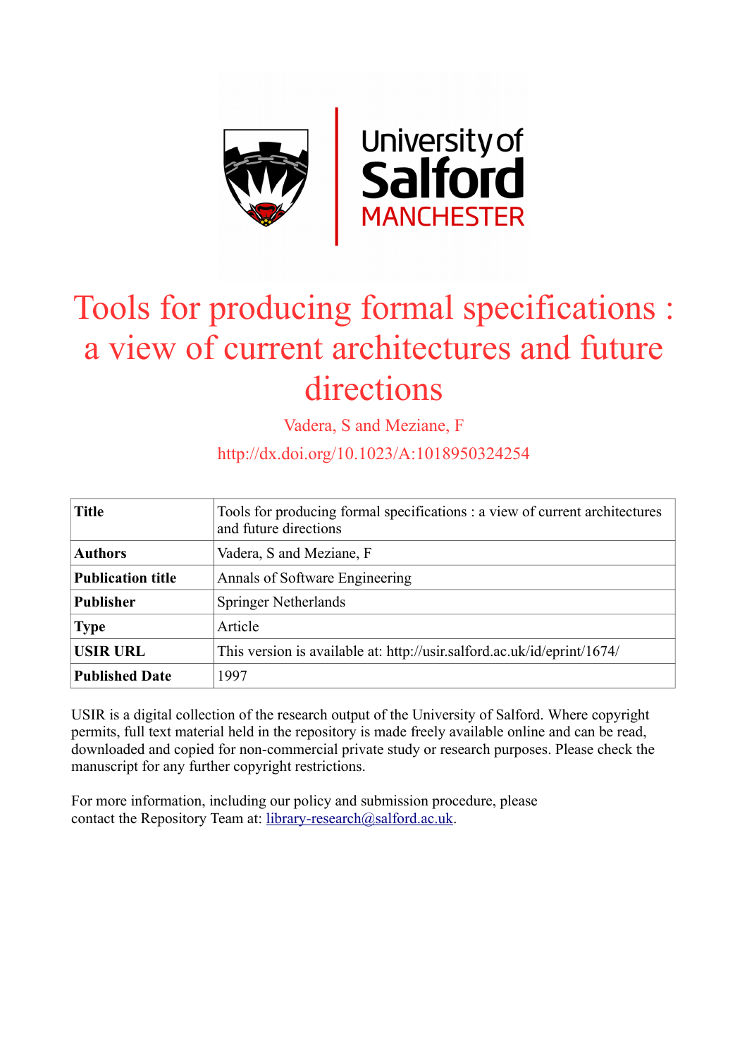# Tools for producing formal specifications : a view of current architectures and future directions

Vadera, S and Meziane, F

http://dx.doi.org/10.1023/A:1018950324254

| | |
|---|---|
| **Title** | Tools for producing formal specifications : a view of current architectures and future directions |
| **Authors** | Vadera, S and Meziane, F |
| **Publication title** | Annals of Software Engineering |
| **Publisher** | Springer Netherlands |
| **Type** | Article |
| **USIR URL** | This version is available at: http://usir.salford.ac.uk/id/eprint/1674/ |
| **Published Date** | 1997 |

USIR is a digital collection of the research output of the University of Salford. Where copyright permits, full text material held in the repository is made freely available online and can be read, downloaded and copied for non-commercial private study or research purposes. Please check the manuscript for any further copyright restrictions.

For more information, including our policy and submission procedure, please contact the Repository Team at: library-research@salford.ac.uk.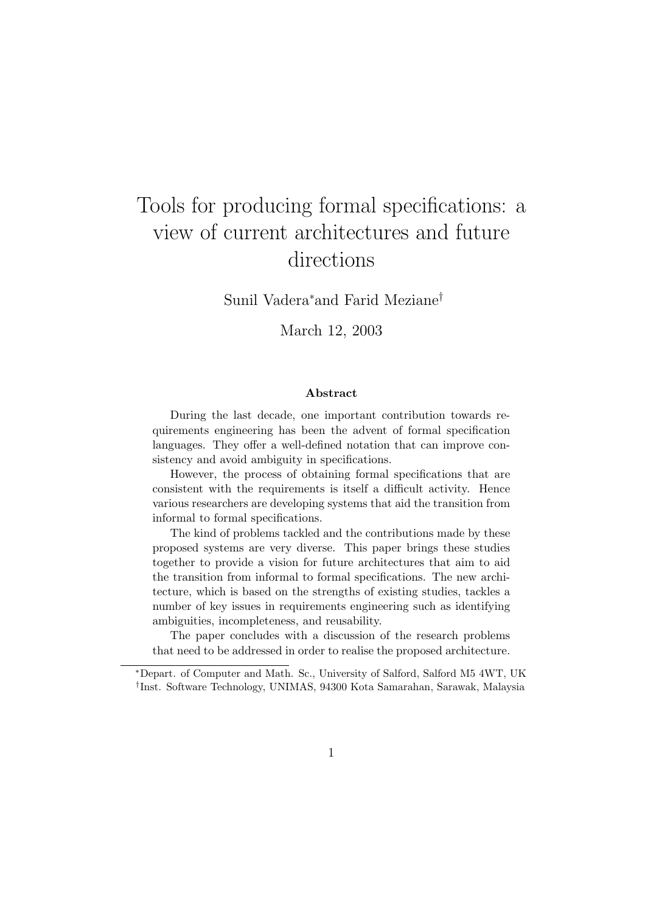# Tools for producing formal specifications: a view of current architectures and future directions

Sunil Vadera[*] and Farid Meziane[†]

March 12, 2003

### Abstract

During the last decade, one important contribution towards requirements engineering has been the advent of formal specification languages. They offer a well-defined notation that can improve consistency and avoid ambiguity in specifications.

However, the process of obtaining formal specifications that are consistent with the requirements is itself a difficult activity. Hence various researchers are developing systems that aid the transition from informal to formal specifications.

The kind of problems tackled and the contributions made by these proposed systems are very diverse. This paper brings these studies together to provide a vision for future architectures that aim to aid the transition from informal to formal specifications. The new architecture, which is based on the strengths of existing studies, tackles a number of key issues in requirements engineering such as identifying ambiguities, incompleteness, and reusability.

The paper concludes with a discussion of the research problems that need to be addressed in order to realise the proposed architecture.

---

[*] Depart. of Computer and Math. Sc., University of Salford, Salford M5 4WT, UK

[†] Inst. Software Technology, UNIMAS, 94300 Kota Samarahan, Sarawak, Malaysia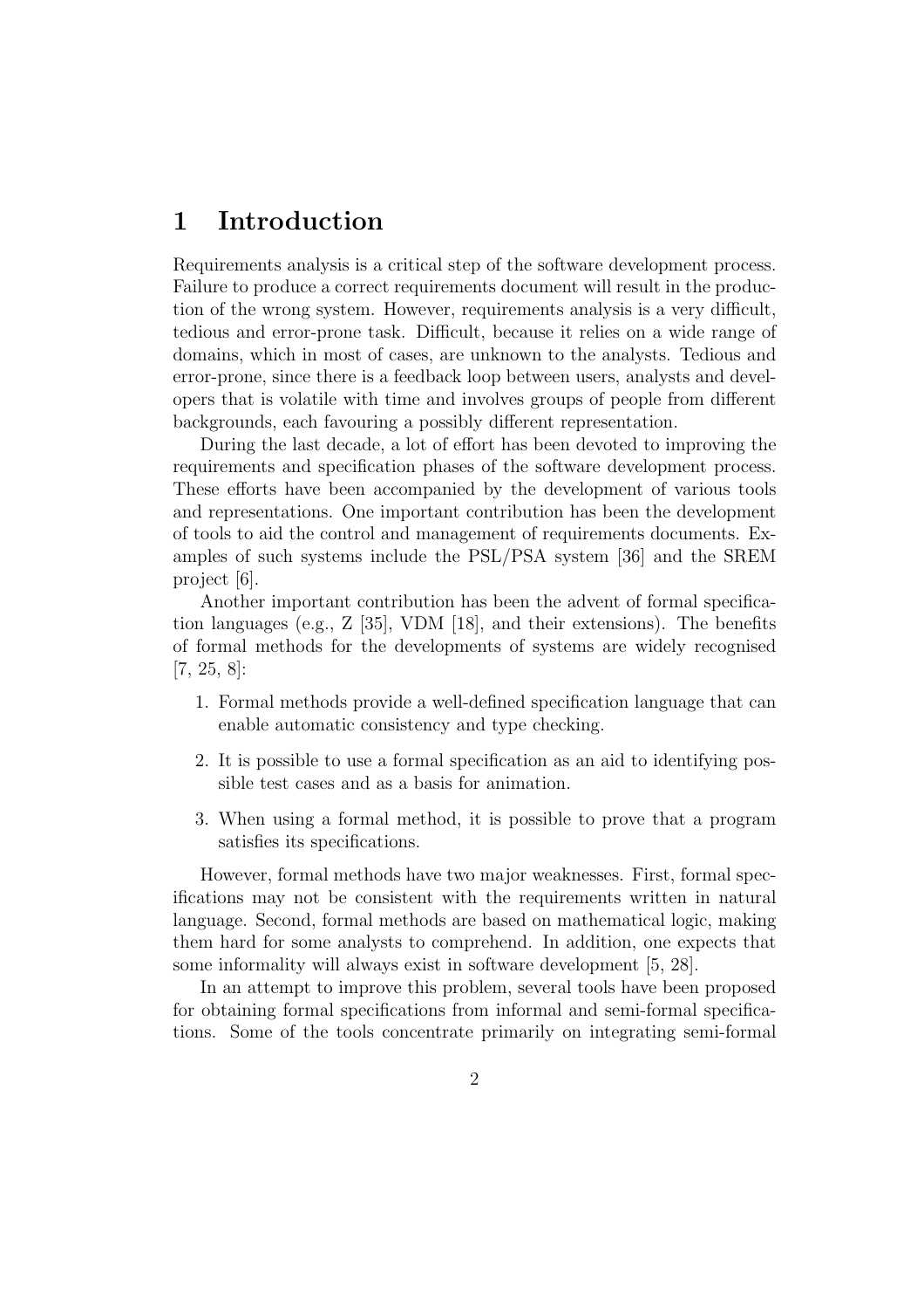# 1 Introduction

Requirements analysis is a critical step of the software development process. Failure to produce a correct requirements document will result in the production of the wrong system. However, requirements analysis is a very difficult, tedious and error-prone task. Difficult, because it relies on a wide range of domains, which in most of cases, are unknown to the analysts. Tedious and error-prone, since there is a feedback loop between users, analysts and developers that is volatile with time and involves groups of people from different backgrounds, each favouring a possibly different representation.

During the last decade, a lot of effort has been devoted to improving the requirements and specification phases of the software development process. These efforts have been accompanied by the development of various tools and representations. One important contribution has been the development of tools to aid the control and management of requirements documents. Examples of such systems include the PSL/PSA system [36] and the SREM project [6].

Another important contribution has been the advent of formal specification languages (e.g., Z [35], VDM [18], and their extensions). The benefits of formal methods for the developments of systems are widely recognised [7, 25, 8]:

1. Formal methods provide a well-defined specification language that can enable automatic consistency and type checking.
2. It is possible to use a formal specification as an aid to identifying possible test cases and as a basis for animation.
3. When using a formal method, it is possible to prove that a program satisfies its specifications.

However, formal methods have two major weaknesses. First, formal specifications may not be consistent with the requirements written in natural language. Second, formal methods are based on mathematical logic, making them hard for some analysts to comprehend. In addition, one expects that some informality will always exist in software development [5, 28].

In an attempt to improve this problem, several tools have been proposed for obtaining formal specifications from informal and semi-formal specifications. Some of the tools concentrate primarily on integrating semi-formal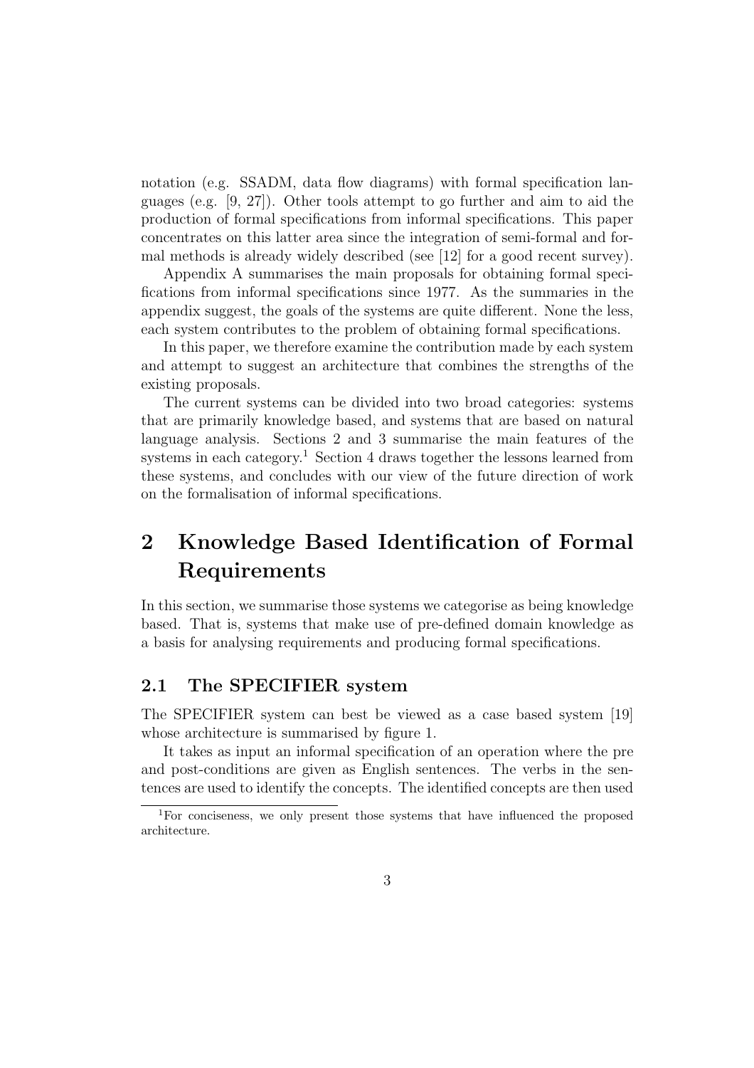notation (e.g. SSADM, data flow diagrams) with formal specification languages (e.g. [9, 27]). Other tools attempt to go further and aim to aid the production of formal specifications from informal specifications. This paper concentrates on this latter area since the integration of semi-formal and formal methods is already widely described (see [12] for a good recent survey).

Appendix A summarises the main proposals for obtaining formal specifications from informal specifications since 1977. As the summaries in the appendix suggest, the goals of the systems are quite different. None the less, each system contributes to the problem of obtaining formal specifications.

In this paper, we therefore examine the contribution made by each system and attempt to suggest an architecture that combines the strengths of the existing proposals.

The current systems can be divided into two broad categories: systems that are primarily knowledge based, and systems that are based on natural language analysis. Sections 2 and 3 summarise the main features of the systems in each category.[1] Section 4 draws together the lessons learned from these systems, and concludes with our view of the future direction of work on the formalisation of informal specifications.

# 2 Knowledge Based Identification of Formal Requirements

In this section, we summarise those systems we categorise as being knowledge based. That is, systems that make use of pre-defined domain knowledge as a basis for analysing requirements and producing formal specifications.

## 2.1 The SPECIFIER system

The SPECIFIER system can best be viewed as a case based system [19] whose architecture is summarised by figure 1.

It takes as input an informal specification of an operation where the pre and post-conditions are given as English sentences. The verbs in the sentences are used to identify the concepts. The identified concepts are then used

[1] For conciseness, we only present those systems that have influenced the proposed architecture.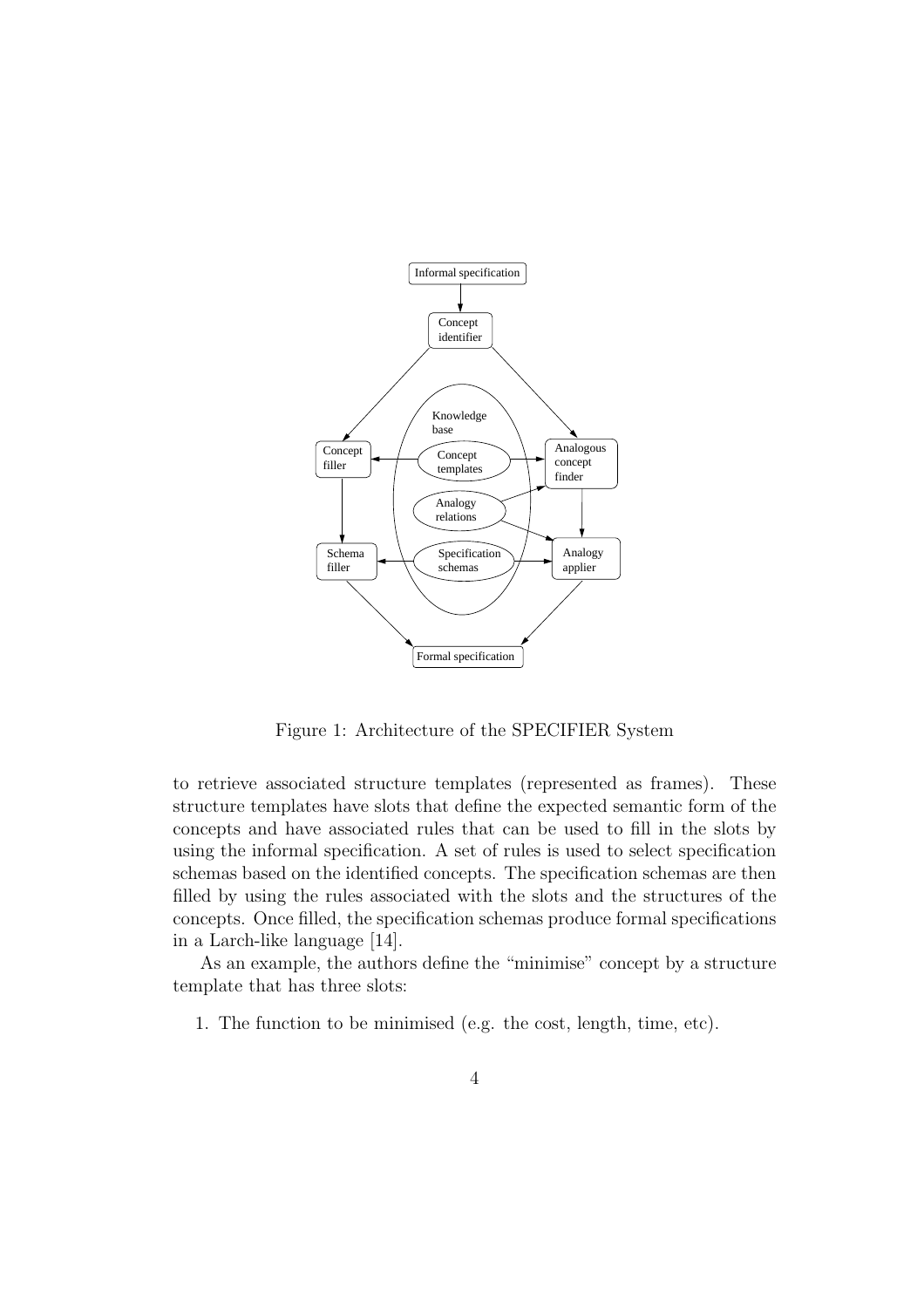Figure 1: Architecture of the SPECIFIER System

to retrieve associated structure templates (represented as frames). These structure templates have slots that define the expected semantic form of the concepts and have associated rules that can be used to fill in the slots by using the informal specification. A set of rules is used to select specification schemas based on the identified concepts. The specification schemas are then filled by using the rules associated with the slots and the structures of the concepts. Once filled, the specification schemas produce formal specifications in a Larch-like language [14].

As an example, the authors define the "minimise" concept by a structure template that has three slots:

1. The function to be minimised (e.g. the cost, length, time, etc).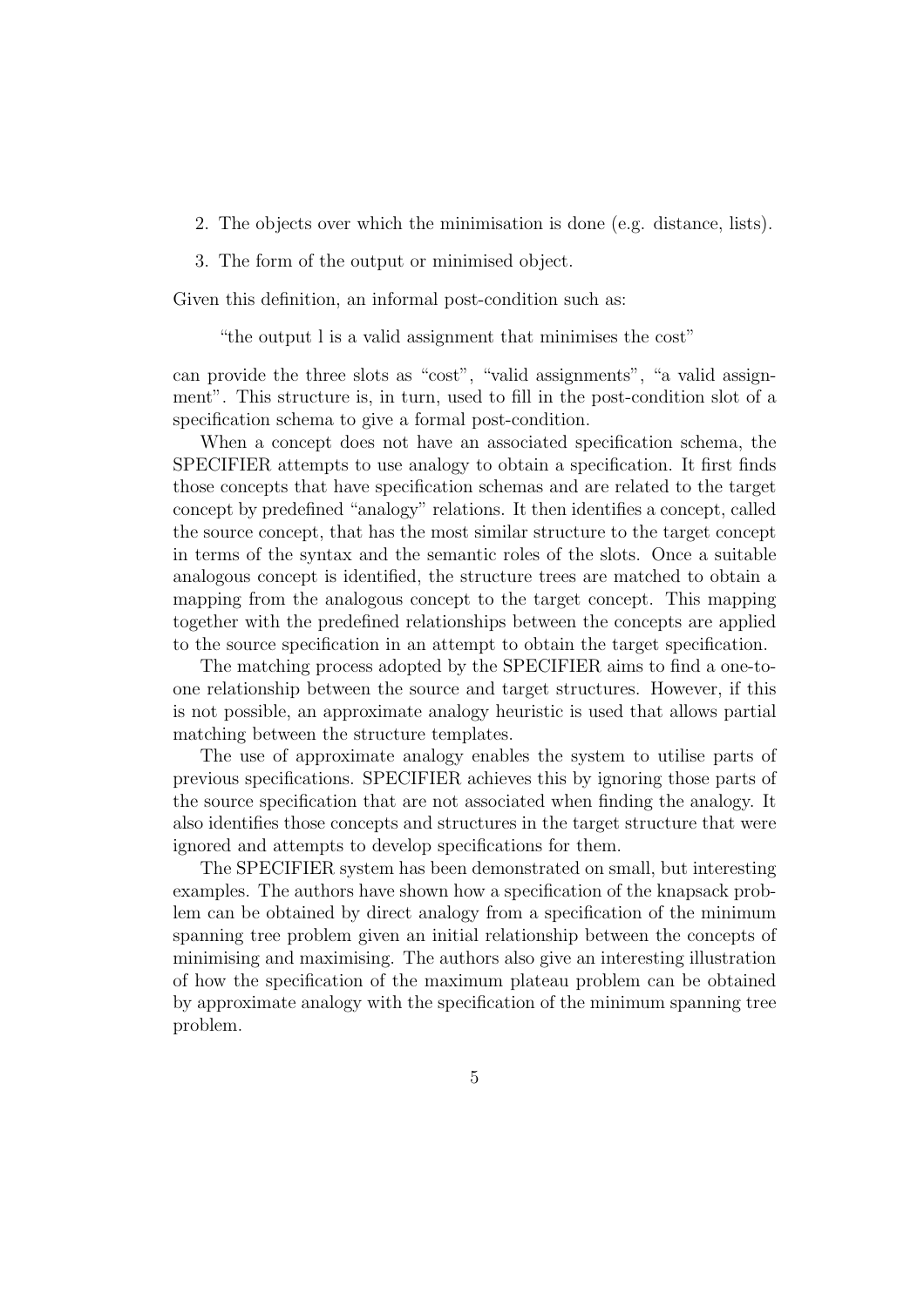2. The objects over which the minimisation is done (e.g. distance, lists).
3. The form of the output or minimised object.

Given this definition, an informal post-condition such as:

> "the output l is a valid assignment that minimises the cost"

can provide the three slots as "cost", "valid assignments", "a valid assignment". This structure is, in turn, used to fill in the post-condition slot of a specification schema to give a formal post-condition.

When a concept does not have an associated specification schema, the SPECIFIER attempts to use analogy to obtain a specification. It first finds those concepts that have specification schemas and are related to the target concept by predefined "analogy" relations. It then identifies a concept, called the source concept, that has the most similar structure to the target concept in terms of the syntax and the semantic roles of the slots. Once a suitable analogous concept is identified, the structure trees are matched to obtain a mapping from the analogous concept to the target concept. This mapping together with the predefined relationships between the concepts are applied to the source specification in an attempt to obtain the target specification.

The matching process adopted by the SPECIFIER aims to find a one-to-one relationship between the source and target structures. However, if this is not possible, an approximate analogy heuristic is used that allows partial matching between the structure templates.

The use of approximate analogy enables the system to utilise parts of previous specifications. SPECIFIER achieves this by ignoring those parts of the source specification that are not associated when finding the analogy. It also identifies those concepts and structures in the target structure that were ignored and attempts to develop specifications for them.

The SPECIFIER system has been demonstrated on small, but interesting examples. The authors have shown how a specification of the knapsack problem can be obtained by direct analogy from a specification of the minimum spanning tree problem given an initial relationship between the concepts of minimising and maximising. The authors also give an interesting illustration of how the specification of the maximum plateau problem can be obtained by approximate analogy with the specification of the minimum spanning tree problem.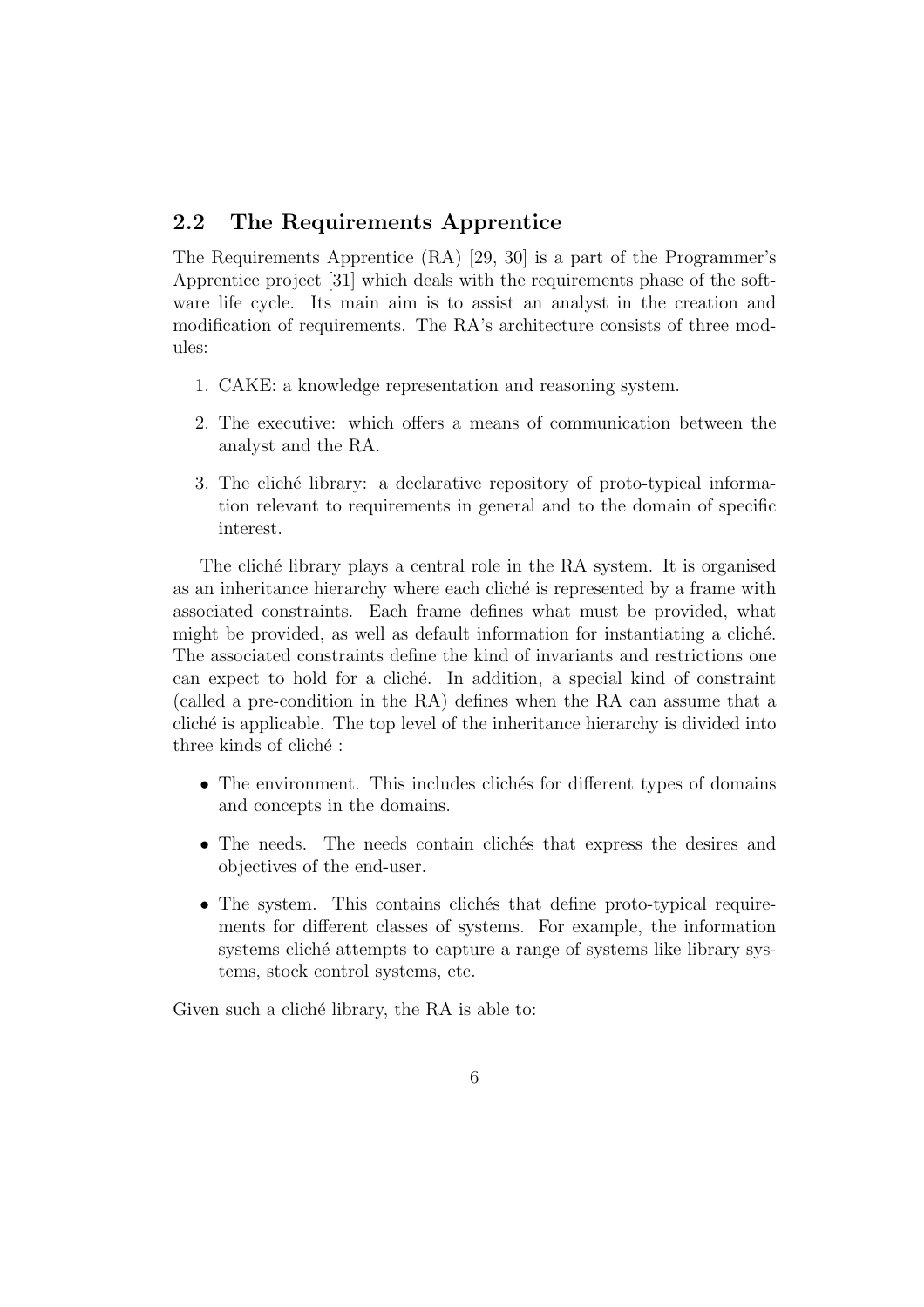## 2.2 The Requirements Apprentice

The Requirements Apprentice (RA) [29, 30] is a part of the Programmer's Apprentice project [31] which deals with the requirements phase of the software life cycle. Its main aim is to assist an analyst in the creation and modification of requirements. The RA's architecture consists of three modules:

1. CAKE: a knowledge representation and reasoning system.
2. The executive: which offers a means of communication between the analyst and the RA.
3. The cliché library: a declarative repository of proto-typical information relevant to requirements in general and to the domain of specific interest.

The cliché library plays a central role in the RA system. It is organised as an inheritance hierarchy where each cliché is represented by a frame with associated constraints. Each frame defines what must be provided, what might be provided, as well as default information for instantiating a cliché. The associated constraints define the kind of invariants and restrictions one can expect to hold for a cliché. In addition, a special kind of constraint (called a pre-condition in the RA) defines when the RA can assume that a cliché is applicable. The top level of the inheritance hierarchy is divided into three kinds of cliché :

- The environment. This includes clichés for different types of domains and concepts in the domains.
- The needs. The needs contain clichés that express the desires and objectives of the end-user.
- The system. This contains clichés that define proto-typical requirements for different classes of systems. For example, the information systems cliché attempts to capture a range of systems like library systems, stock control systems, etc.

Given such a cliché library, the RA is able to: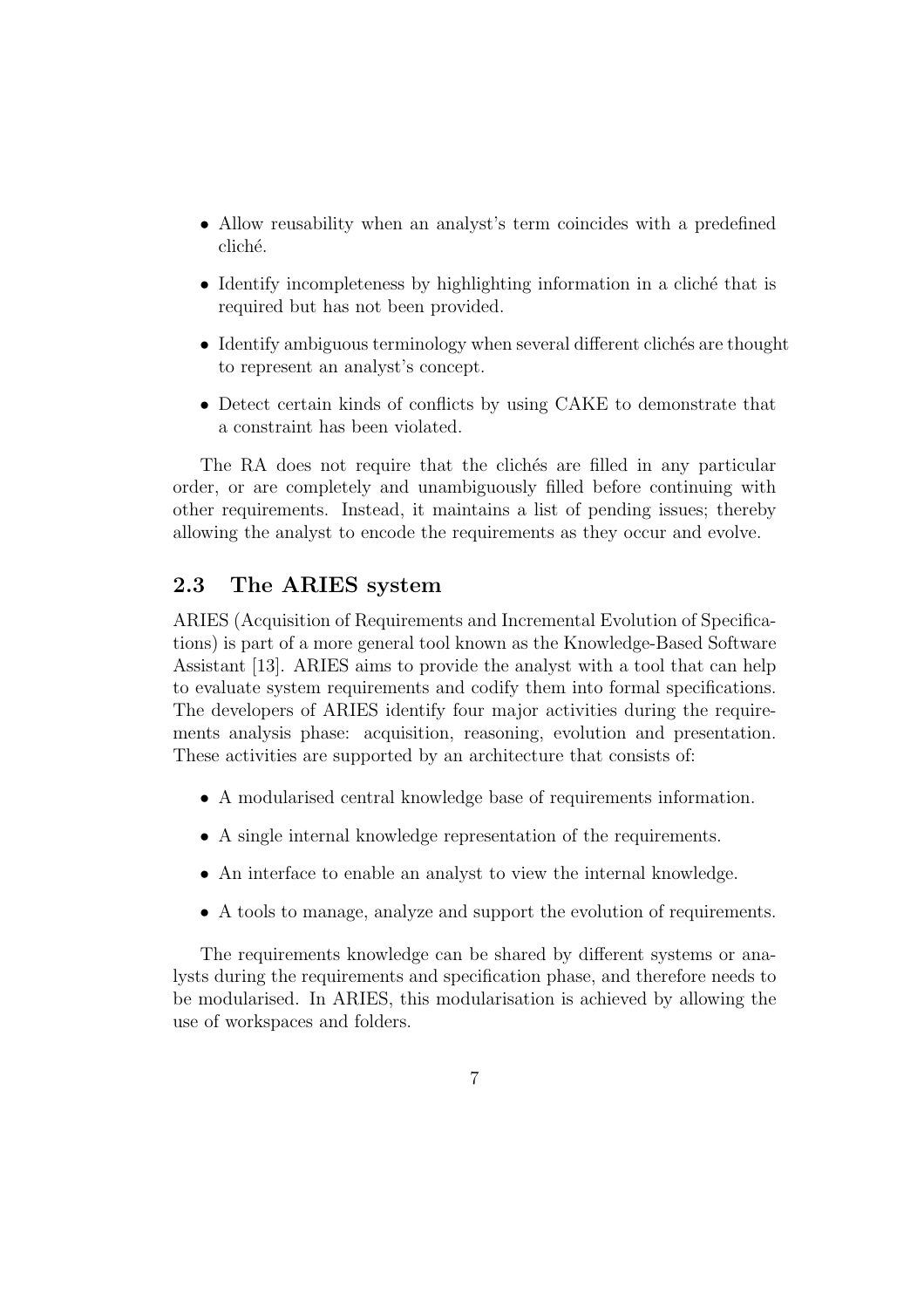- Allow reusability when an analyst's term coincides with a predefined cliché.
- Identify incompleteness by highlighting information in a cliché that is required but has not been provided.
- Identify ambiguous terminology when several different clichés are thought to represent an analyst's concept.
- Detect certain kinds of conflicts by using CAKE to demonstrate that a constraint has been violated.

The RA does not require that the clichés are filled in any particular order, or are completely and unambiguously filled before continuing with other requirements. Instead, it maintains a list of pending issues; thereby allowing the analyst to encode the requirements as they occur and evolve.

## 2.3 The ARIES system

ARIES (Acquisition of Requirements and Incremental Evolution of Specifications) is part of a more general tool known as the Knowledge-Based Software Assistant [13]. ARIES aims to provide the analyst with a tool that can help to evaluate system requirements and codify them into formal specifications. The developers of ARIES identify four major activities during the requirements analysis phase: acquisition, reasoning, evolution and presentation. These activities are supported by an architecture that consists of:

- A modularised central knowledge base of requirements information.
- A single internal knowledge representation of the requirements.
- An interface to enable an analyst to view the internal knowledge.
- A tools to manage, analyze and support the evolution of requirements.

The requirements knowledge can be shared by different systems or analysts during the requirements and specification phase, and therefore needs to be modularised. In ARIES, this modularisation is achieved by allowing the use of workspaces and folders.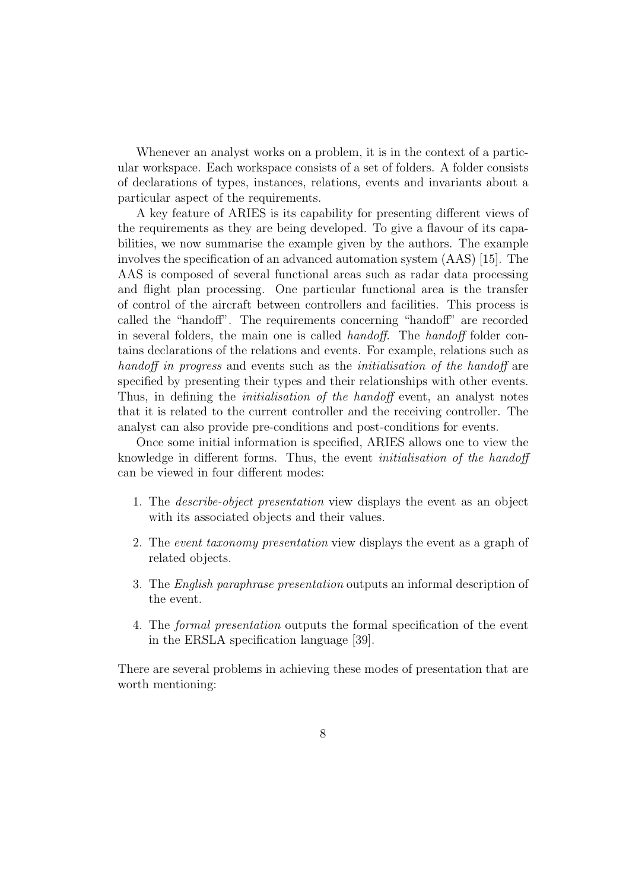Whenever an analyst works on a problem, it is in the context of a particular workspace. Each workspace consists of a set of folders. A folder consists of declarations of types, instances, relations, events and invariants about a particular aspect of the requirements.

A key feature of ARIES is its capability for presenting different views of the requirements as they are being developed. To give a flavour of its capabilities, we now summarise the example given by the authors. The example involves the specification of an advanced automation system (AAS) [15]. The AAS is composed of several functional areas such as radar data processing and flight plan processing. One particular functional area is the transfer of control of the aircraft between controllers and facilities. This process is called the "handoff". The requirements concerning "handoff" are recorded in several folders, the main one is called *handoff*. The *handoff* folder contains declarations of the relations and events. For example, relations such as *handoff in progress* and events such as the *initialisation of the handoff* are specified by presenting their types and their relationships with other events. Thus, in defining the *initialisation of the handoff* event, an analyst notes that it is related to the current controller and the receiving controller. The analyst can also provide pre-conditions and post-conditions for events.

Once some initial information is specified, ARIES allows one to view the knowledge in different forms. Thus, the event *initialisation of the handoff* can be viewed in four different modes:

1. The *describe-object presentation* view displays the event as an object with its associated objects and their values.
2. The *event taxonomy presentation* view displays the event as a graph of related objects.
3. The *English paraphrase presentation* outputs an informal description of the event.
4. The *formal presentation* outputs the formal specification of the event in the ERSLA specification language [39].

There are several problems in achieving these modes of presentation that are worth mentioning: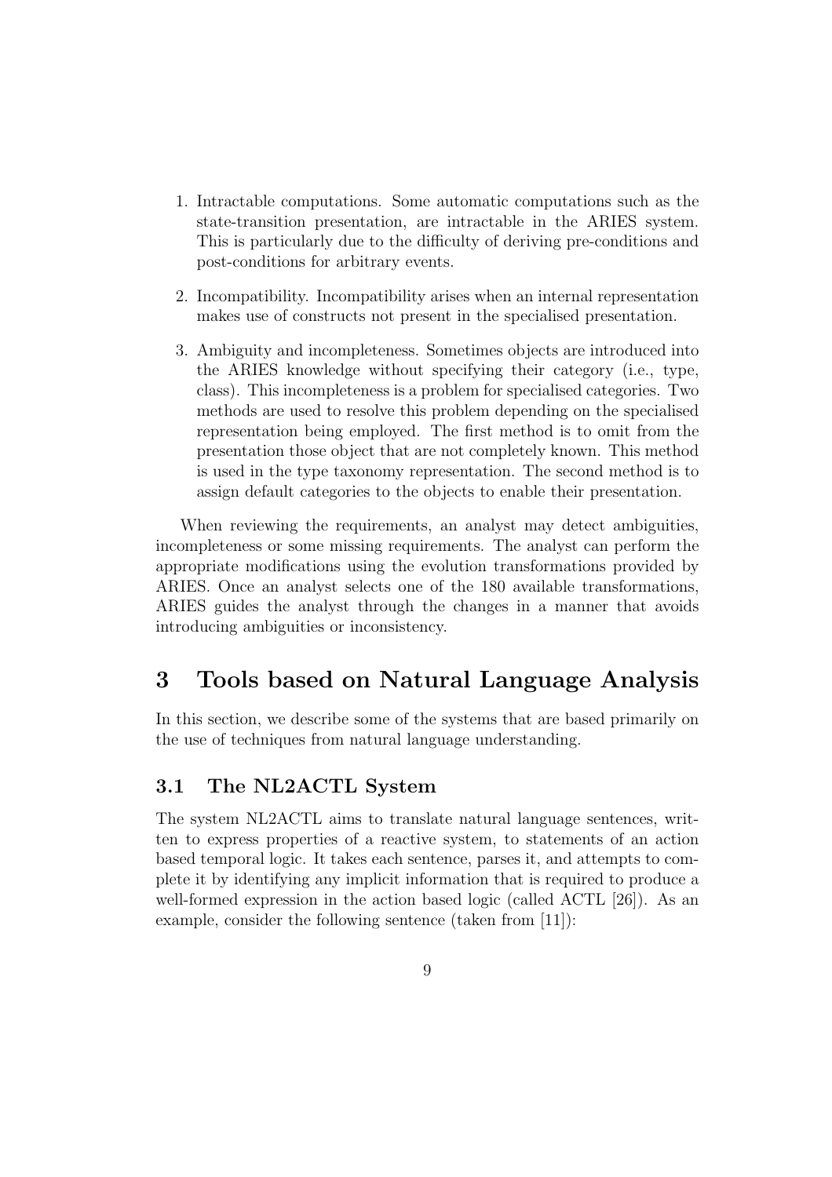1. Intractable computations. Some automatic computations such as the state-transition presentation, are intractable in the ARIES system. This is particularly due to the difficulty of deriving pre-conditions and post-conditions for arbitrary events.

2. Incompatibility. Incompatibility arises when an internal representation makes use of constructs not present in the specialised presentation.

3. Ambiguity and incompleteness. Sometimes objects are introduced into the ARIES knowledge without specifying their category (i.e., type, class). This incompleteness is a problem for specialised categories. Two methods are used to resolve this problem depending on the specialised representation being employed. The first method is to omit from the presentation those object that are not completely known. This method is used in the type taxonomy representation. The second method is to assign default categories to the objects to enable their presentation.

When reviewing the requirements, an analyst may detect ambiguities, incompleteness or some missing requirements. The analyst can perform the appropriate modifications using the evolution transformations provided by ARIES. Once an analyst selects one of the 180 available transformations, ARIES guides the analyst through the changes in a manner that avoids introducing ambiguities or inconsistency.

# 3 Tools based on Natural Language Analysis

In this section, we describe some of the systems that are based primarily on the use of techniques from natural language understanding.

## 3.1 The NL2ACTL System

The system NL2ACTL aims to translate natural language sentences, written to express properties of a reactive system, to statements of an action based temporal logic. It takes each sentence, parses it, and attempts to complete it by identifying any implicit information that is required to produce a well-formed expression in the action based logic (called ACTL [26]). As an example, consider the following sentence (taken from [11]):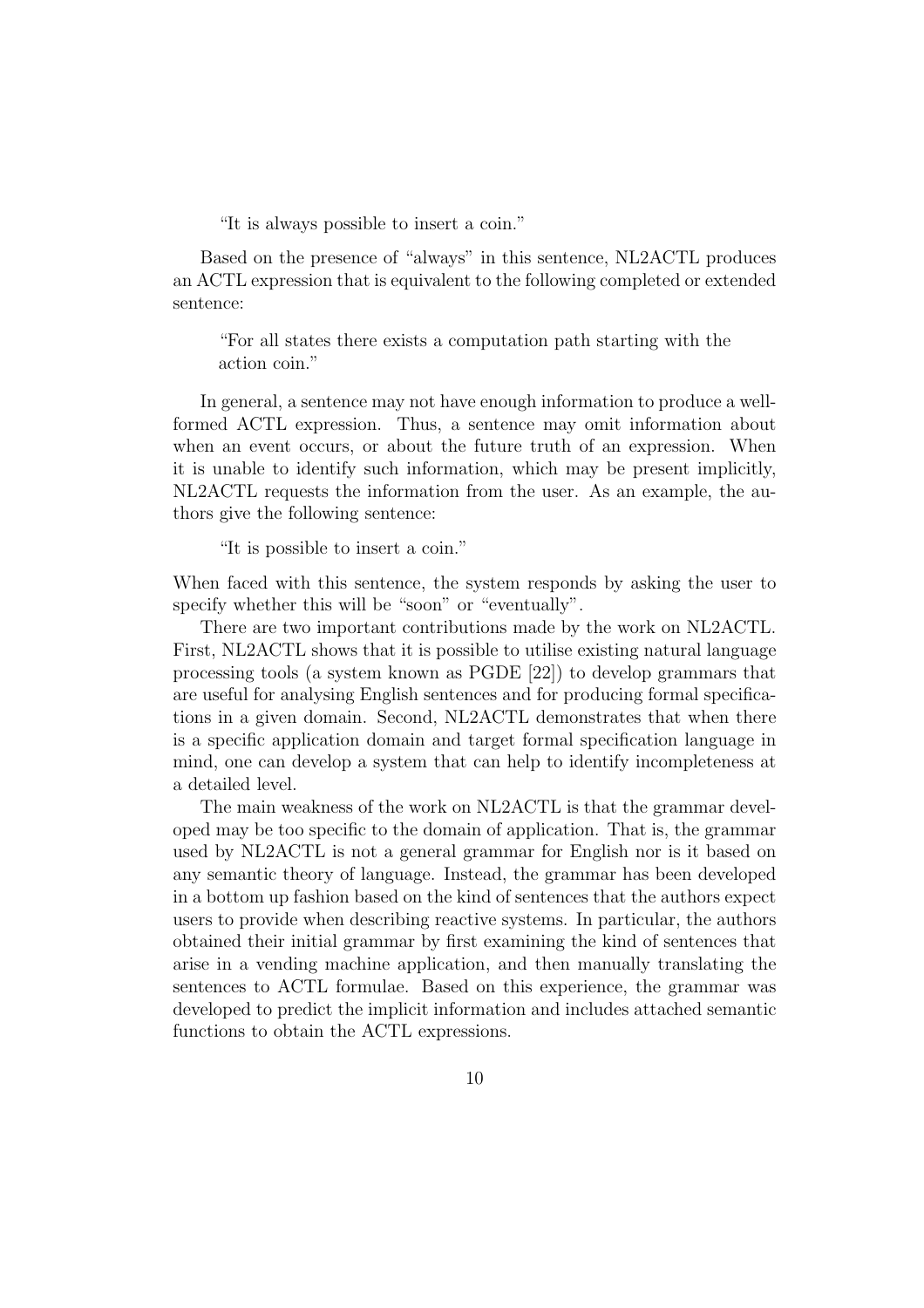> "It is always possible to insert a coin."

Based on the presence of "always" in this sentence, NL2ACTL produces an ACTL expression that is equivalent to the following completed or extended sentence:

> "For all states there exists a computation path starting with the action coin."

In general, a sentence may not have enough information to produce a well-formed ACTL expression. Thus, a sentence may omit information about when an event occurs, or about the future truth of an expression. When it is unable to identify such information, which may be present implicitly, NL2ACTL requests the information from the user. As an example, the authors give the following sentence:

> "It is possible to insert a coin."

When faced with this sentence, the system responds by asking the user to specify whether this will be "soon" or "eventually".

There are two important contributions made by the work on NL2ACTL. First, NL2ACTL shows that it is possible to utilise existing natural language processing tools (a system known as PGDE [22]) to develop grammars that are useful for analysing English sentences and for producing formal specifications in a given domain. Second, NL2ACTL demonstrates that when there is a specific application domain and target formal specification language in mind, one can develop a system that can help to identify incompleteness at a detailed level.

The main weakness of the work on NL2ACTL is that the grammar developed may be too specific to the domain of application. That is, the grammar used by NL2ACTL is not a general grammar for English nor is it based on any semantic theory of language. Instead, the grammar has been developed in a bottom up fashion based on the kind of sentences that the authors expect users to provide when describing reactive systems. In particular, the authors obtained their initial grammar by first examining the kind of sentences that arise in a vending machine application, and then manually translating the sentences to ACTL formulae. Based on this experience, the grammar was developed to predict the implicit information and includes attached semantic functions to obtain the ACTL expressions.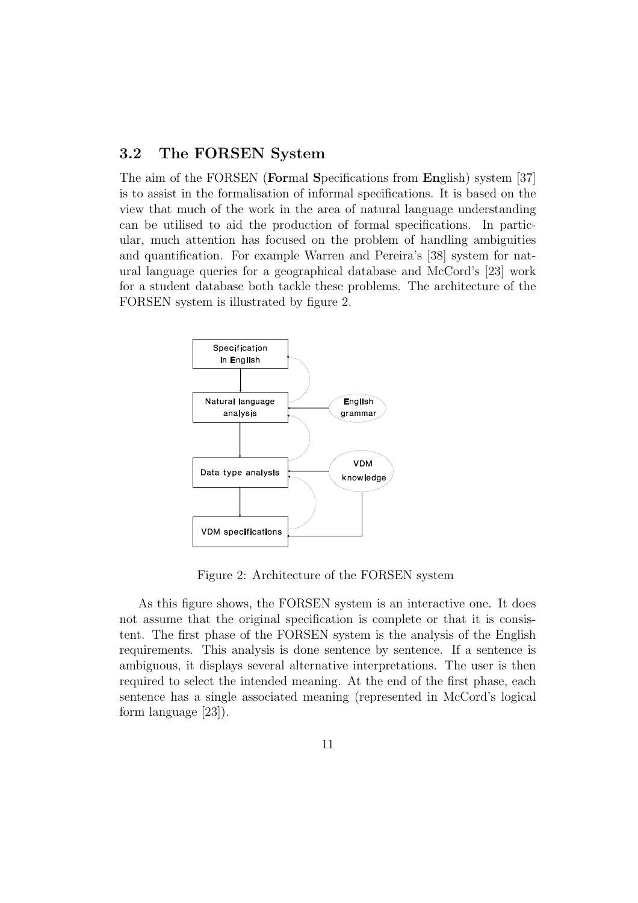### 3.2 The FORSEN System

The aim of the FORSEN (**For**mal **S**pecifications from **En**glish) system [37] is to assist in the formalisation of informal specifications. It is based on the view that much of the work in the area of natural language understanding can be utilised to aid the production of formal specifications. In particular, much attention has focused on the problem of handling ambiguities and quantification. For example Warren and Pereira's [38] system for natural language queries for a geographical database and McCord's [23] work for a student database both tackle these problems. The architecture of the FORSEN system is illustrated by figure 2.

Figure 2: Architecture of the FORSEN system

As this figure shows, the FORSEN system is an interactive one. It does not assume that the original specification is complete or that it is consistent. The first phase of the FORSEN system is the analysis of the English requirements. This analysis is done sentence by sentence. If a sentence is ambiguous, it displays several alternative interpretations. The user is then required to select the intended meaning. At the end of the first phase, each sentence has a single associated meaning (represented in McCord's logical form language [23]).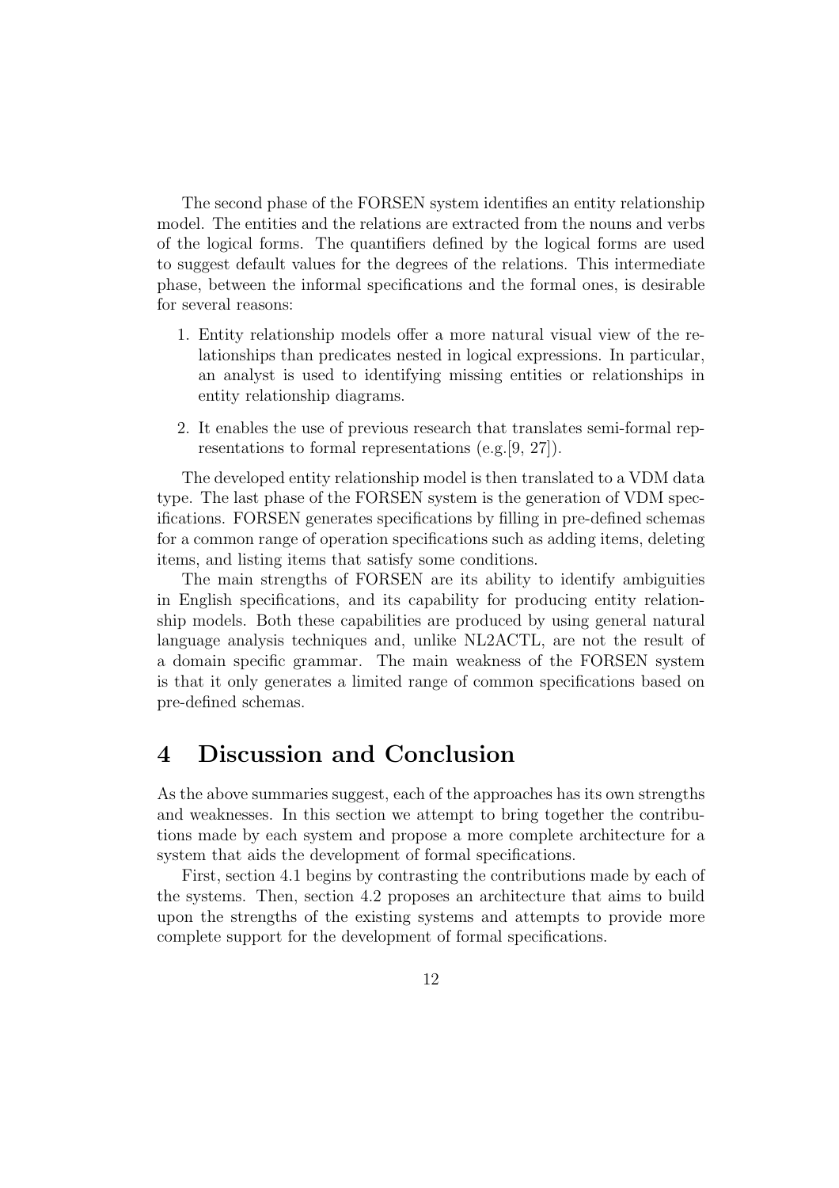The second phase of the FORSEN system identifies an entity relationship model. The entities and the relations are extracted from the nouns and verbs of the logical forms. The quantifiers defined by the logical forms are used to suggest default values for the degrees of the relations. This intermediate phase, between the informal specifications and the formal ones, is desirable for several reasons:

1. Entity relationship models offer a more natural visual view of the relationships than predicates nested in logical expressions. In particular, an analyst is used to identifying missing entities or relationships in entity relationship diagrams.
2. It enables the use of previous research that translates semi-formal representations to formal representations (e.g.[9, 27]).

The developed entity relationship model is then translated to a VDM data type. The last phase of the FORSEN system is the generation of VDM specifications. FORSEN generates specifications by filling in pre-defined schemas for a common range of operation specifications such as adding items, deleting items, and listing items that satisfy some conditions.

The main strengths of FORSEN are its ability to identify ambiguities in English specifications, and its capability for producing entity relationship models. Both these capabilities are produced by using general natural language analysis techniques and, unlike NL2ACTL, are not the result of a domain specific grammar. The main weakness of the FORSEN system is that it only generates a limited range of common specifications based on pre-defined schemas.

# 4 Discussion and Conclusion

As the above summaries suggest, each of the approaches has its own strengths and weaknesses. In this section we attempt to bring together the contributions made by each system and propose a more complete architecture for a system that aids the development of formal specifications.

First, section 4.1 begins by contrasting the contributions made by each of the systems. Then, section 4.2 proposes an architecture that aims to build upon the strengths of the existing systems and attempts to provide more complete support for the development of formal specifications.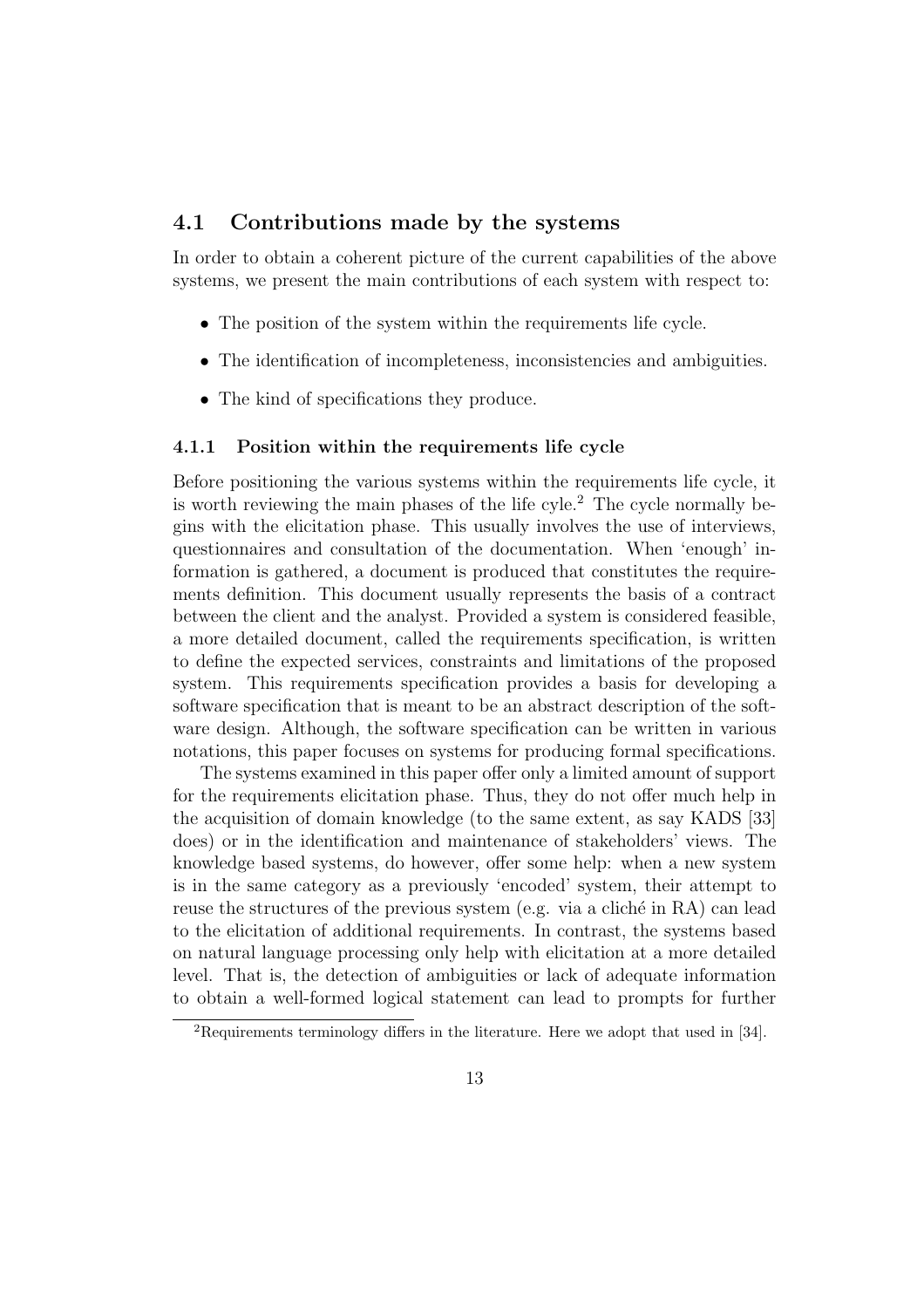## 4.1 Contributions made by the systems

In order to obtain a coherent picture of the current capabilities of the above systems, we present the main contributions of each system with respect to:

- The position of the system within the requirements life cycle.
- The identification of incompleteness, inconsistencies and ambiguities.
- The kind of specifications they produce.

### 4.1.1 Position within the requirements life cycle

Before positioning the various systems within the requirements life cycle, it is worth reviewing the main phases of the life cyle.[2] The cycle normally begins with the elicitation phase. This usually involves the use of interviews, questionnaires and consultation of the documentation. When 'enough' information is gathered, a document is produced that constitutes the requirements definition. This document usually represents the basis of a contract between the client and the analyst. Provided a system is considered feasible, a more detailed document, called the requirements specification, is written to define the expected services, constraints and limitations of the proposed system. This requirements specification provides a basis for developing a software specification that is meant to be an abstract description of the software design. Although, the software specification can be written in various notations, this paper focuses on systems for producing formal specifications.

The systems examined in this paper offer only a limited amount of support for the requirements elicitation phase. Thus, they do not offer much help in the acquisition of domain knowledge (to the same extent, as say KADS [33] does) or in the identification and maintenance of stakeholders' views. The knowledge based systems, do however, offer some help: when a new system is in the same category as a previously 'encoded' system, their attempt to reuse the structures of the previous system (e.g. via a cliché in RA) can lead to the elicitation of additional requirements. In contrast, the systems based on natural language processing only help with elicitation at a more detailed level. That is, the detection of ambiguities or lack of adequate information to obtain a well-formed logical statement can lead to prompts for further

[2] Requirements terminology differs in the literature. Here we adopt that used in [34].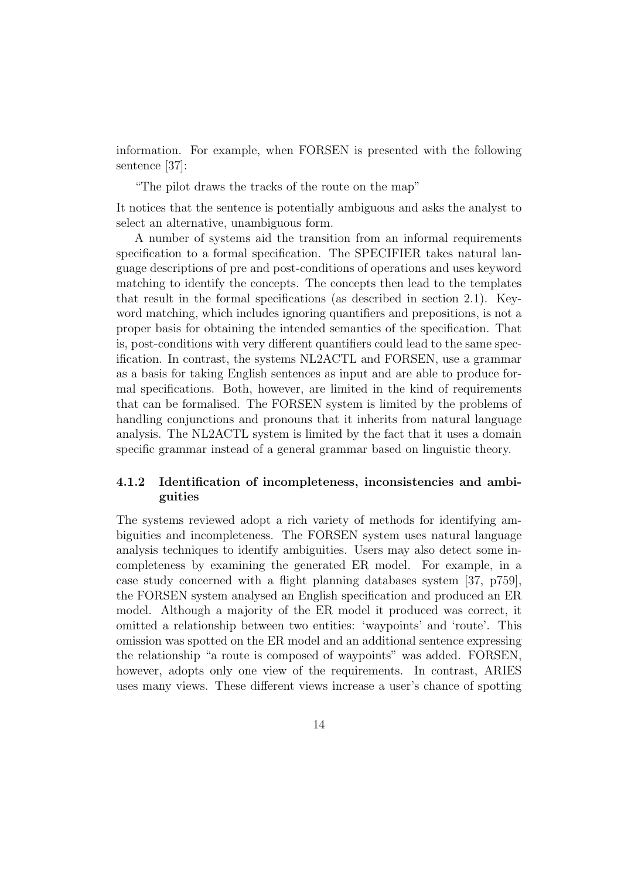information. For example, when FORSEN is presented with the following sentence [37]:

"The pilot draws the tracks of the route on the map"

It notices that the sentence is potentially ambiguous and asks the analyst to select an alternative, unambiguous form.

A number of systems aid the transition from an informal requirements specification to a formal specification. The SPECIFIER takes natural language descriptions of pre and post-conditions of operations and uses keyword matching to identify the concepts. The concepts then lead to the templates that result in the formal specifications (as described in section 2.1). Keyword matching, which includes ignoring quantifiers and prepositions, is not a proper basis for obtaining the intended semantics of the specification. That is, post-conditions with very different quantifiers could lead to the same specification. In contrast, the systems NL2ACTL and FORSEN, use a grammar as a basis for taking English sentences as input and are able to produce formal specifications. Both, however, are limited in the kind of requirements that can be formalised. The FORSEN system is limited by the problems of handling conjunctions and pronouns that it inherits from natural language analysis. The NL2ACTL system is limited by the fact that it uses a domain specific grammar instead of a general grammar based on linguistic theory.

### 4.1.2 Identification of incompleteness, inconsistencies and ambiguities

The systems reviewed adopt a rich variety of methods for identifying ambiguities and incompleteness. The FORSEN system uses natural language analysis techniques to identify ambiguities. Users may also detect some incompleteness by examining the generated ER model. For example, in a case study concerned with a flight planning databases system [37, p759], the FORSEN system analysed an English specification and produced an ER model. Although a majority of the ER model it produced was correct, it omitted a relationship between two entities: 'waypoints' and 'route'. This omission was spotted on the ER model and an additional sentence expressing the relationship "a route is composed of waypoints" was added. FORSEN, however, adopts only one view of the requirements. In contrast, ARIES uses many views. These different views increase a user's chance of spotting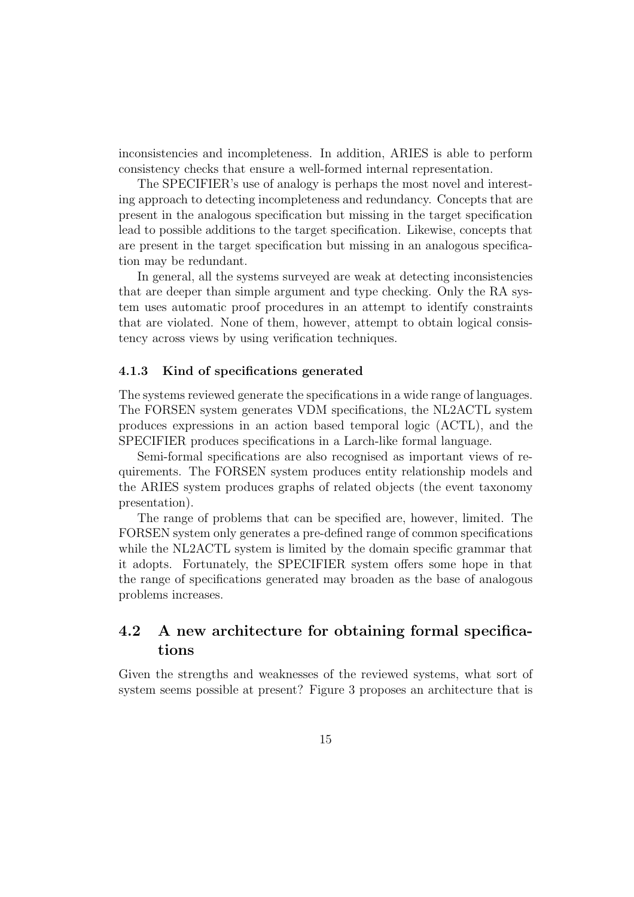inconsistencies and incompleteness. In addition, ARIES is able to perform consistency checks that ensure a well-formed internal representation.

The SPECIFIER's use of analogy is perhaps the most novel and interesting approach to detecting incompleteness and redundancy. Concepts that are present in the analogous specification but missing in the target specification lead to possible additions to the target specification. Likewise, concepts that are present in the target specification but missing in an analogous specification may be redundant.

In general, all the systems surveyed are weak at detecting inconsistencies that are deeper than simple argument and type checking. Only the RA system uses automatic proof procedures in an attempt to identify constraints that are violated. None of them, however, attempt to obtain logical consistency across views by using verification techniques.

### 4.1.3 Kind of specifications generated

The systems reviewed generate the specifications in a wide range of languages. The FORSEN system generates VDM specifications, the NL2ACTL system produces expressions in an action based temporal logic (ACTL), and the SPECIFIER produces specifications in a Larch-like formal language.

Semi-formal specifications are also recognised as important views of requirements. The FORSEN system produces entity relationship models and the ARIES system produces graphs of related objects (the event taxonomy presentation).

The range of problems that can be specified are, however, limited. The FORSEN system only generates a pre-defined range of common specifications while the NL2ACTL system is limited by the domain specific grammar that it adopts. Fortunately, the SPECIFIER system offers some hope in that the range of specifications generated may broaden as the base of analogous problems increases.

## 4.2 A new architecture for obtaining formal specifications

Given the strengths and weaknesses of the reviewed systems, what sort of system seems possible at present? Figure 3 proposes an architecture that is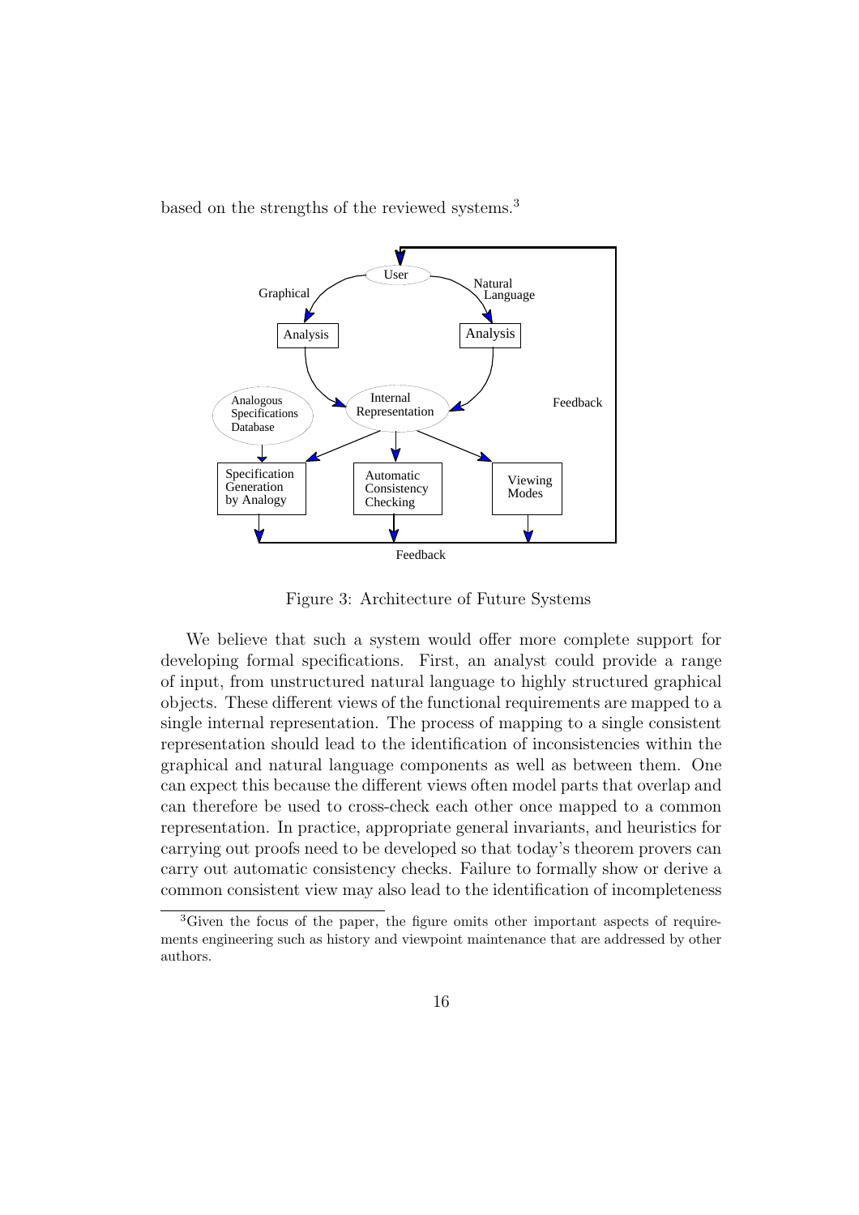based on the strengths of the reviewed systems.[3]

Figure 3: Architecture of Future Systems

We believe that such a system would offer more complete support for developing formal specifications. First, an analyst could provide a range of input, from unstructured natural language to highly structured graphical objects. These different views of the functional requirements are mapped to a single internal representation. The process of mapping to a single consistent representation should lead to the identification of inconsistencies within the graphical and natural language components as well as between them. One can expect this because the different views often model parts that overlap and can therefore be used to cross-check each other once mapped to a common representation. In practice, appropriate general invariants, and heuristics for carrying out proofs need to be developed so that today's theorem provers can carry out automatic consistency checks. Failure to formally show or derive a common consistent view may also lead to the identification of incompleteness

[3] Given the focus of the paper, the figure omits other important aspects of requirements engineering such as history and viewpoint maintenance that are addressed by other authors.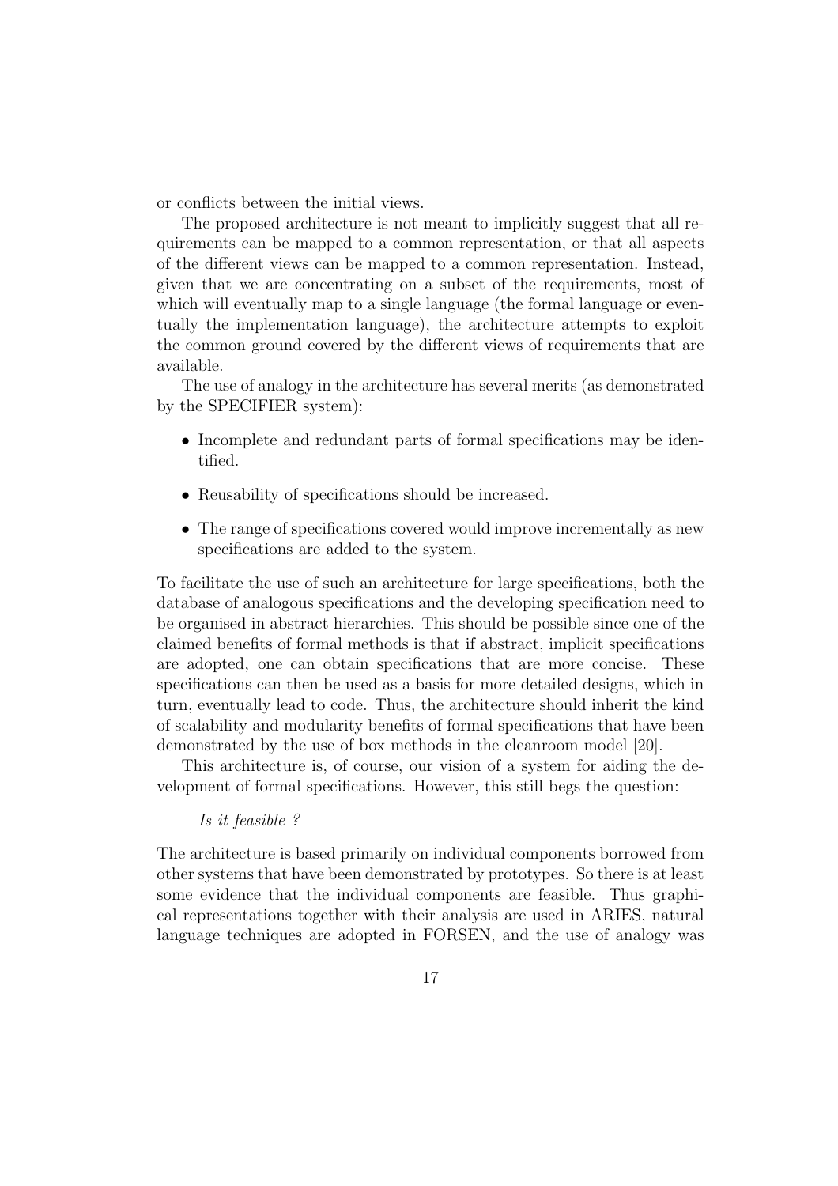or conflicts between the initial views.

The proposed architecture is not meant to implicitly suggest that all requirements can be mapped to a common representation, or that all aspects of the different views can be mapped to a common representation. Instead, given that we are concentrating on a subset of the requirements, most of which will eventually map to a single language (the formal language or eventually the implementation language), the architecture attempts to exploit the common ground covered by the different views of requirements that are available.

The use of analogy in the architecture has several merits (as demonstrated by the SPECIFIER system):

- Incomplete and redundant parts of formal specifications may be identified.
- Reusability of specifications should be increased.
- The range of specifications covered would improve incrementally as new specifications are added to the system.

To facilitate the use of such an architecture for large specifications, both the database of analogous specifications and the developing specification need to be organised in abstract hierarchies. This should be possible since one of the claimed benefits of formal methods is that if abstract, implicit specifications are adopted, one can obtain specifications that are more concise. These specifications can then be used as a basis for more detailed designs, which in turn, eventually lead to code. Thus, the architecture should inherit the kind of scalability and modularity benefits of formal specifications that have been demonstrated by the use of box methods in the cleanroom model [20].

This architecture is, of course, our vision of a system for aiding the development of formal specifications. However, this still begs the question:

*Is it feasible ?*

The architecture is based primarily on individual components borrowed from other systems that have been demonstrated by prototypes. So there is at least some evidence that the individual components are feasible. Thus graphical representations together with their analysis are used in ARIES, natural language techniques are adopted in FORSEN, and the use of analogy was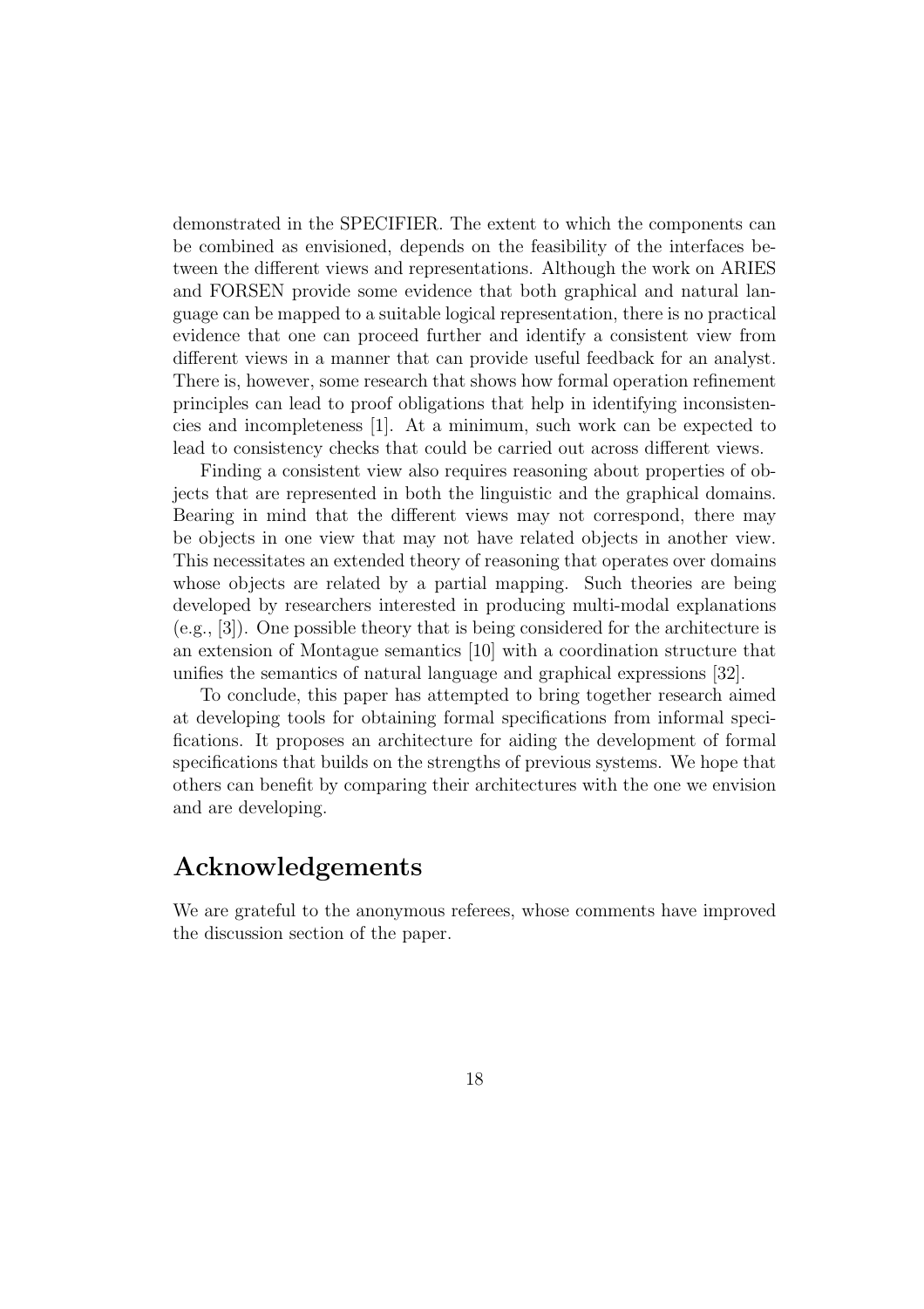demonstrated in the SPECIFIER. The extent to which the components can be combined as envisioned, depends on the feasibility of the interfaces between the different views and representations. Although the work on ARIES and FORSEN provide some evidence that both graphical and natural language can be mapped to a suitable logical representation, there is no practical evidence that one can proceed further and identify a consistent view from different views in a manner that can provide useful feedback for an analyst. There is, however, some research that shows how formal operation refinement principles can lead to proof obligations that help in identifying inconsistencies and incompleteness [1]. At a minimum, such work can be expected to lead to consistency checks that could be carried out across different views.

Finding a consistent view also requires reasoning about properties of objects that are represented in both the linguistic and the graphical domains. Bearing in mind that the different views may not correspond, there may be objects in one view that may not have related objects in another view. This necessitates an extended theory of reasoning that operates over domains whose objects are related by a partial mapping. Such theories are being developed by researchers interested in producing multi-modal explanations (e.g., [3]). One possible theory that is being considered for the architecture is an extension of Montague semantics [10] with a coordination structure that unifies the semantics of natural language and graphical expressions [32].

To conclude, this paper has attempted to bring together research aimed at developing tools for obtaining formal specifications from informal specifications. It proposes an architecture for aiding the development of formal specifications that builds on the strengths of previous systems. We hope that others can benefit by comparing their architectures with the one we envision and are developing.

## Acknowledgements

We are grateful to the anonymous referees, whose comments have improved the discussion section of the paper.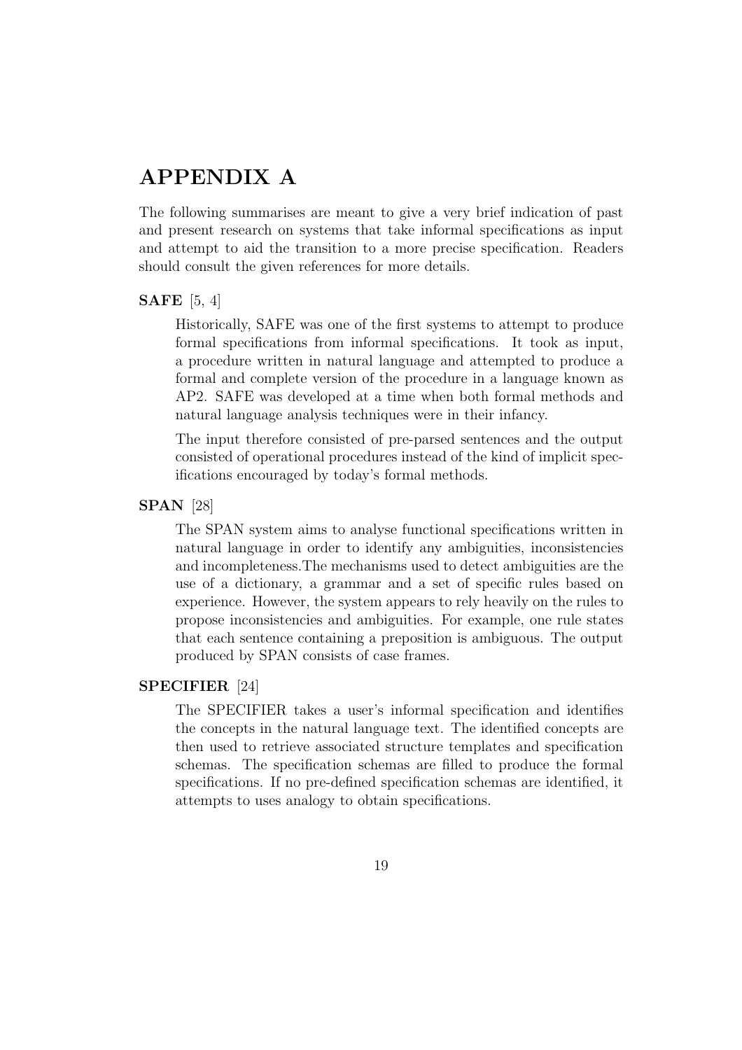# APPENDIX A

The following summarises are meant to give a very brief indication of past and present research on systems that take informal specifications as input and attempt to aid the transition to a more precise specification. Readers should consult the given references for more details.

**SAFE** [5, 4]

Historically, SAFE was one of the first systems to attempt to produce formal specifications from informal specifications. It took as input, a procedure written in natural language and attempted to produce a formal and complete version of the procedure in a language known as AP2. SAFE was developed at a time when both formal methods and natural language analysis techniques were in their infancy.

The input therefore consisted of pre-parsed sentences and the output consisted of operational procedures instead of the kind of implicit specifications encouraged by today's formal methods.

**SPAN** [28]

The SPAN system aims to analyse functional specifications written in natural language in order to identify any ambiguities, inconsistencies and incompleteness.The mechanisms used to detect ambiguities are the use of a dictionary, a grammar and a set of specific rules based on experience. However, the system appears to rely heavily on the rules to propose inconsistencies and ambiguities. For example, one rule states that each sentence containing a preposition is ambiguous. The output produced by SPAN consists of case frames.

**SPECIFIER** [24]

The SPECIFIER takes a user's informal specification and identifies the concepts in the natural language text. The identified concepts are then used to retrieve associated structure templates and specification schemas. The specification schemas are filled to produce the formal specifications. If no pre-defined specification schemas are identified, it attempts to uses analogy to obtain specifications.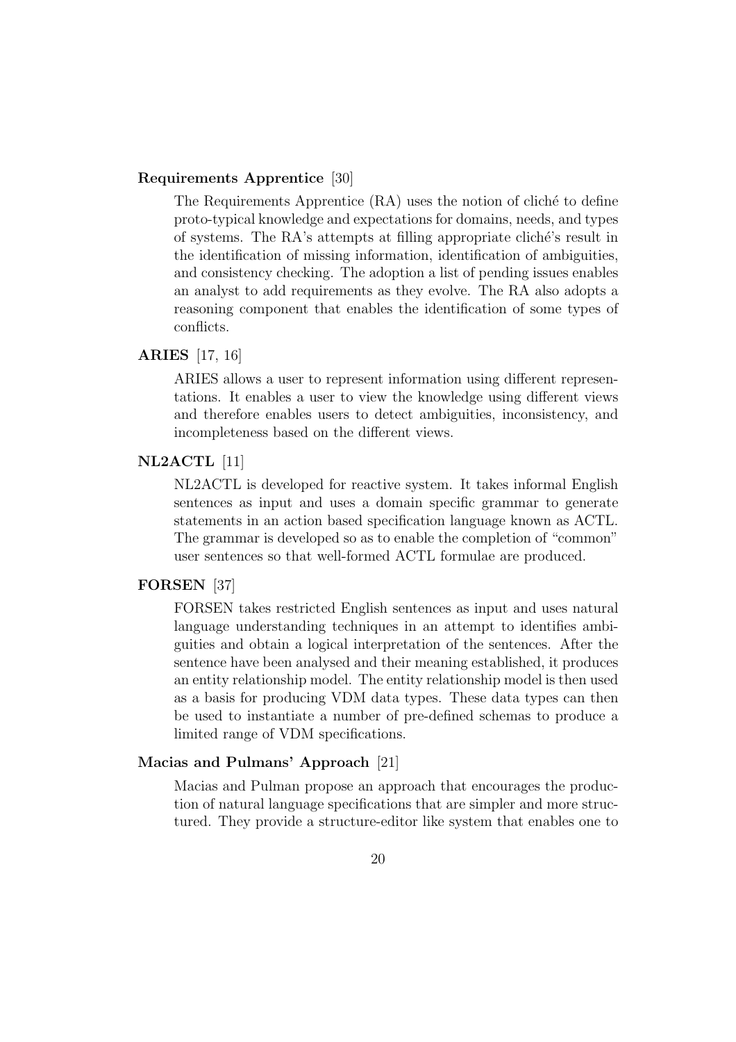**Requirements Apprentice** [30]

The Requirements Apprentice (RA) uses the notion of cliché to define proto-typical knowledge and expectations for domains, needs, and types of systems. The RA's attempts at filling appropriate cliché's result in the identification of missing information, identification of ambiguities, and consistency checking. The adoption a list of pending issues enables an analyst to add requirements as they evolve. The RA also adopts a reasoning component that enables the identification of some types of conflicts.

**ARIES** [17, 16]

ARIES allows a user to represent information using different representations. It enables a user to view the knowledge using different views and therefore enables users to detect ambiguities, inconsistency, and incompleteness based on the different views.

**NL2ACTL** [11]

NL2ACTL is developed for reactive system. It takes informal English sentences as input and uses a domain specific grammar to generate statements in an action based specification language known as ACTL. The grammar is developed so as to enable the completion of "common" user sentences so that well-formed ACTL formulae are produced.

**FORSEN** [37]

FORSEN takes restricted English sentences as input and uses natural language understanding techniques in an attempt to identifies ambiguities and obtain a logical interpretation of the sentences. After the sentence have been analysed and their meaning established, it produces an entity relationship model. The entity relationship model is then used as a basis for producing VDM data types. These data types can then be used to instantiate a number of pre-defined schemas to produce a limited range of VDM specifications.

**Macias and Pulmans' Approach** [21]

Macias and Pulman propose an approach that encourages the production of natural language specifications that are simpler and more structured. They provide a structure-editor like system that enables one to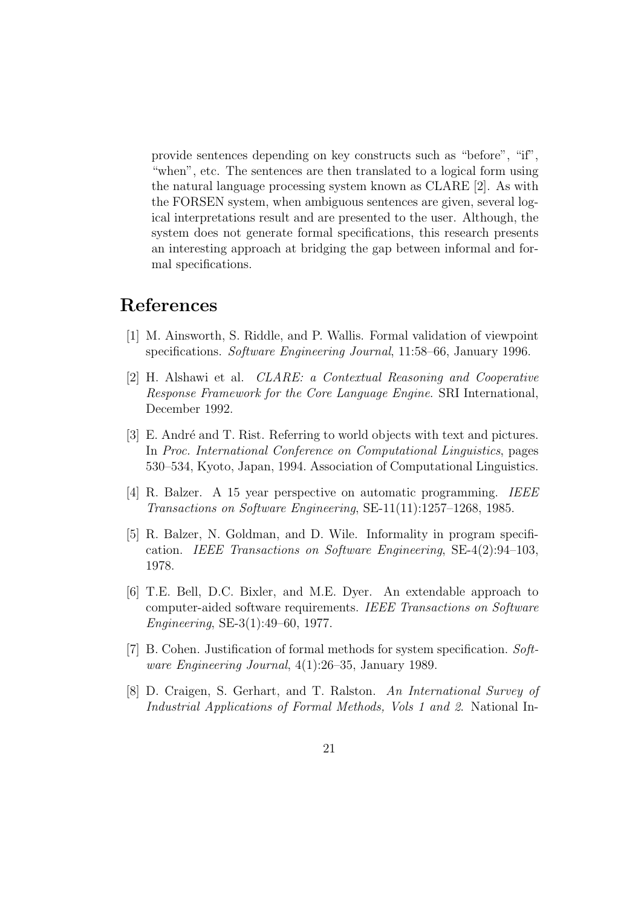provide sentences depending on key constructs such as "before", "if", "when", etc. The sentences are then translated to a logical form using the natural language processing system known as CLARE [2]. As with the FORSEN system, when ambiguous sentences are given, several logical interpretations result and are presented to the user. Although, the system does not generate formal specifications, this research presents an interesting approach at bridging the gap between informal and formal specifications.

# References

[1] M. Ainsworth, S. Riddle, and P. Wallis. Formal validation of viewpoint specifications. *Software Engineering Journal*, 11:58–66, January 1996.

[2] H. Alshawi et al. *CLARE: a Contextual Reasoning and Cooperative Response Framework for the Core Language Engine*. SRI International, December 1992.

[3] E. André and T. Rist. Referring to world objects with text and pictures. In *Proc. International Conference on Computational Linguistics*, pages 530–534, Kyoto, Japan, 1994. Association of Computational Linguistics.

[4] R. Balzer. A 15 year perspective on automatic programming. *IEEE Transactions on Software Engineering*, SE-11(11):1257–1268, 1985.

[5] R. Balzer, N. Goldman, and D. Wile. Informality in program specification. *IEEE Transactions on Software Engineering*, SE-4(2):94–103, 1978.

[6] T.E. Bell, D.C. Bixler, and M.E. Dyer. An extendable approach to computer-aided software requirements. *IEEE Transactions on Software Engineering*, SE-3(1):49–60, 1977.

[7] B. Cohen. Justification of formal methods for system specification. *Software Engineering Journal*, 4(1):26–35, January 1989.

[8] D. Craigen, S. Gerhart, and T. Ralston. *An International Survey of Industrial Applications of Formal Methods, Vols 1 and 2*. National In-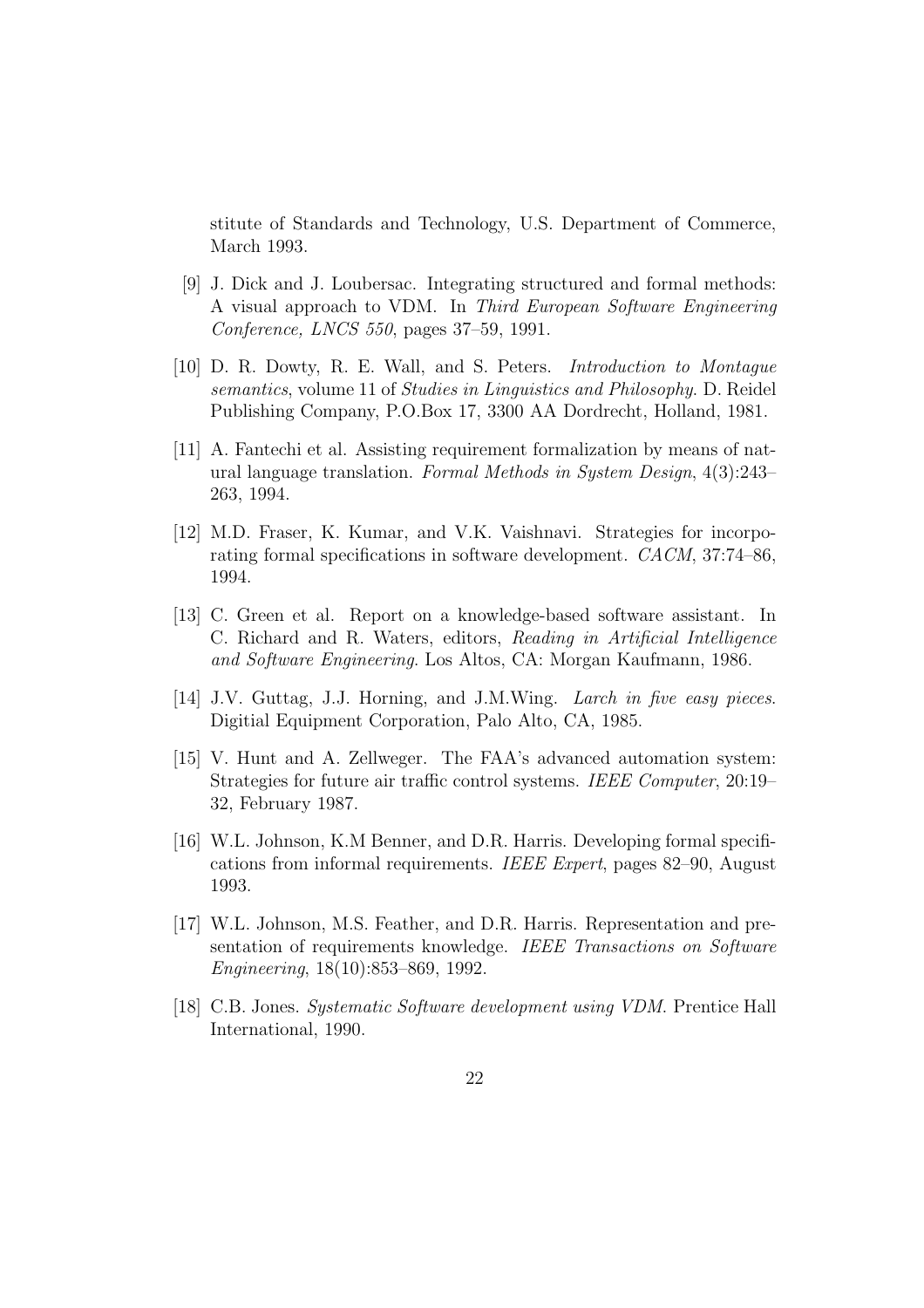stitute of Standards and Technology, U.S. Department of Commerce, March 1993.

[9] J. Dick and J. Loubersac. Integrating structured and formal methods: A visual approach to VDM. In *Third European Software Engineering Conference, LNCS 550*, pages 37–59, 1991.

[10] D. R. Dowty, R. E. Wall, and S. Peters. *Introduction to Montague semantics*, volume 11 of *Studies in Linguistics and Philosophy*. D. Reidel Publishing Company, P.O.Box 17, 3300 AA Dordrecht, Holland, 1981.

[11] A. Fantechi et al. Assisting requirement formalization by means of natural language translation. *Formal Methods in System Design*, 4(3):243–263, 1994.

[12] M.D. Fraser, K. Kumar, and V.K. Vaishnavi. Strategies for incorporating formal specifications in software development. *CACM*, 37:74–86, 1994.

[13] C. Green et al. Report on a knowledge-based software assistant. In C. Richard and R. Waters, editors, *Reading in Artificial Intelligence and Software Engineering*. Los Altos, CA: Morgan Kaufmann, 1986.

[14] J.V. Guttag, J.J. Horning, and J.M.Wing. *Larch in five easy pieces*. Digitial Equipment Corporation, Palo Alto, CA, 1985.

[15] V. Hunt and A. Zellweger. The FAA's advanced automation system: Strategies for future air traffic control systems. *IEEE Computer*, 20:19–32, February 1987.

[16] W.L. Johnson, K.M Benner, and D.R. Harris. Developing formal specifications from informal requirements. *IEEE Expert*, pages 82–90, August 1993.

[17] W.L. Johnson, M.S. Feather, and D.R. Harris. Representation and presentation of requirements knowledge. *IEEE Transactions on Software Engineering*, 18(10):853–869, 1992.

[18] C.B. Jones. *Systematic Software development using VDM*. Prentice Hall International, 1990.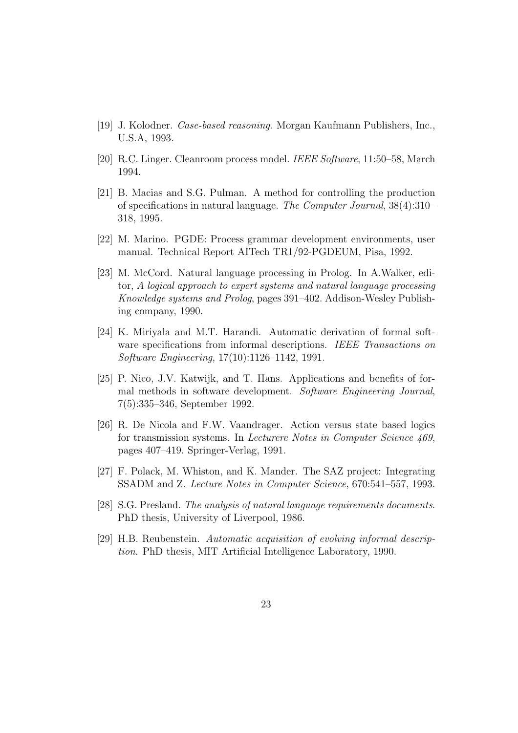[19] J. Kolodner. *Case-based reasoning*. Morgan Kaufmann Publishers, Inc., U.S.A, 1993.

[20] R.C. Linger. Cleanroom process model. *IEEE Software*, 11:50–58, March 1994.

[21] B. Macias and S.G. Pulman. A method for controlling the production of specifications in natural language. *The Computer Journal*, 38(4):310–318, 1995.

[22] M. Marino. PGDE: Process grammar development environments, user manual. Technical Report AITech TR1/92-PGDEUM, Pisa, 1992.

[23] M. McCord. Natural language processing in Prolog. In A.Walker, editor, *A logical approach to expert systems and natural language processing Knowledge systems and Prolog*, pages 391–402. Addison-Wesley Publishing company, 1990.

[24] K. Miriyala and M.T. Harandi. Automatic derivation of formal software specifications from informal descriptions. *IEEE Transactions on Software Engineering*, 17(10):1126–1142, 1991.

[25] P. Nico, J.V. Katwijk, and T. Hans. Applications and benefits of formal methods in software development. *Software Engineering Journal*, 7(5):335–346, September 1992.

[26] R. De Nicola and F.W. Vaandrager. Action versus state based logics for transmission systems. In *Lecturere Notes in Computer Science 469*, pages 407–419. Springer-Verlag, 1991.

[27] F. Polack, M. Whiston, and K. Mander. The SAZ project: Integrating SSADM and Z. *Lecture Notes in Computer Science*, 670:541–557, 1993.

[28] S.G. Presland. *The analysis of natural language requirements documents*. PhD thesis, University of Liverpool, 1986.

[29] H.B. Reubenstein. *Automatic acquisition of evolving informal description*. PhD thesis, MIT Artificial Intelligence Laboratory, 1990.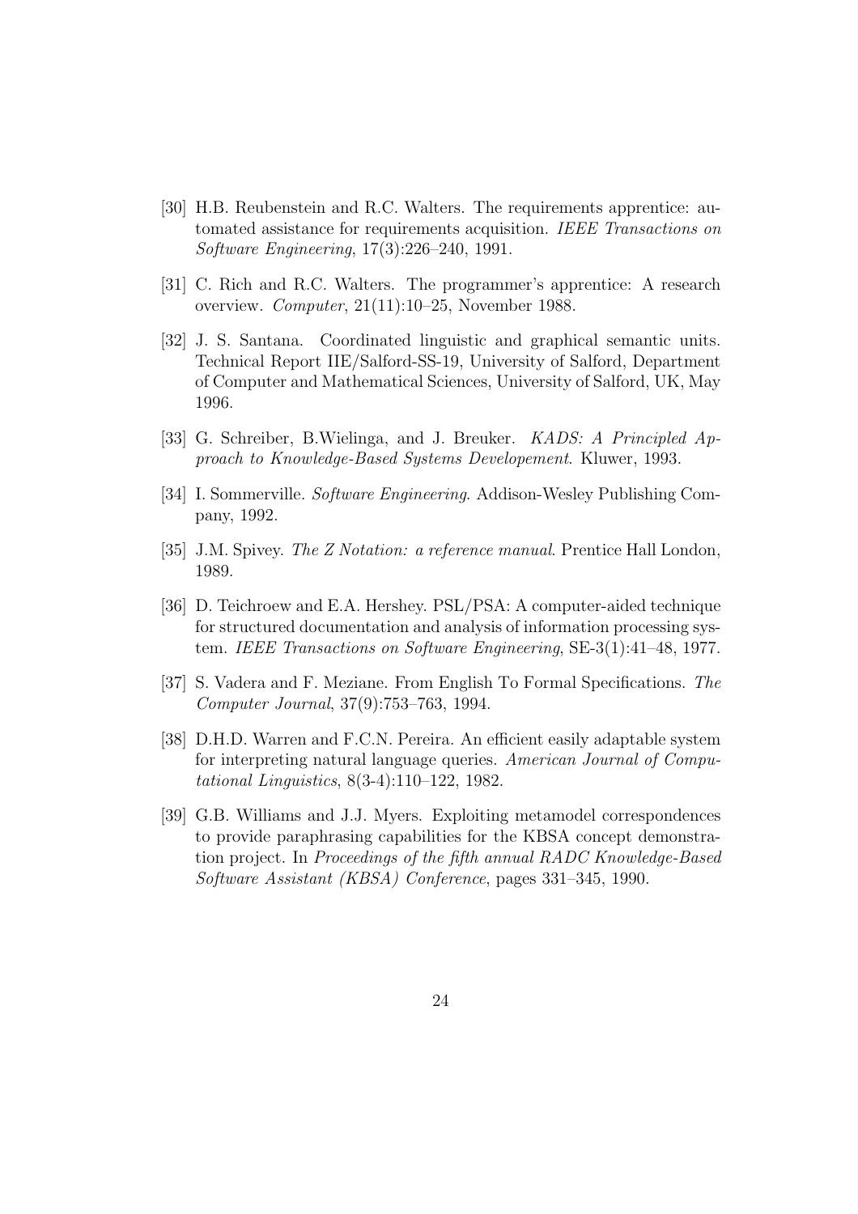[30] H.B. Reubenstein and R.C. Walters. The requirements apprentice: automated assistance for requirements acquisition. *IEEE Transactions on Software Engineering*, 17(3):226–240, 1991.

[31] C. Rich and R.C. Walters. The programmer's apprentice: A research overview. *Computer*, 21(11):10–25, November 1988.

[32] J. S. Santana. Coordinated linguistic and graphical semantic units. Technical Report IIE/Salford-SS-19, University of Salford, Department of Computer and Mathematical Sciences, University of Salford, UK, May 1996.

[33] G. Schreiber, B.Wielinga, and J. Breuker. *KADS: A Principled Approach to Knowledge-Based Systems Developement*. Kluwer, 1993.

[34] I. Sommerville. *Software Engineering*. Addison-Wesley Publishing Company, 1992.

[35] J.M. Spivey. *The Z Notation: a reference manual*. Prentice Hall London, 1989.

[36] D. Teichroew and E.A. Hershey. PSL/PSA: A computer-aided technique for structured documentation and analysis of information processing system. *IEEE Transactions on Software Engineering*, SE-3(1):41–48, 1977.

[37] S. Vadera and F. Meziane. From English To Formal Specifications. *The Computer Journal*, 37(9):753–763, 1994.

[38] D.H.D. Warren and F.C.N. Pereira. An efficient easily adaptable system for interpreting natural language queries. *American Journal of Computational Linguistics*, 8(3-4):110–122, 1982.

[39] G.B. Williams and J.J. Myers. Exploiting metamodel correspondences to provide paraphrasing capabilities for the KBSA concept demonstration project. In *Proceedings of the fifth annual RADC Knowledge-Based Software Assistant (KBSA) Conference*, pages 331–345, 1990.